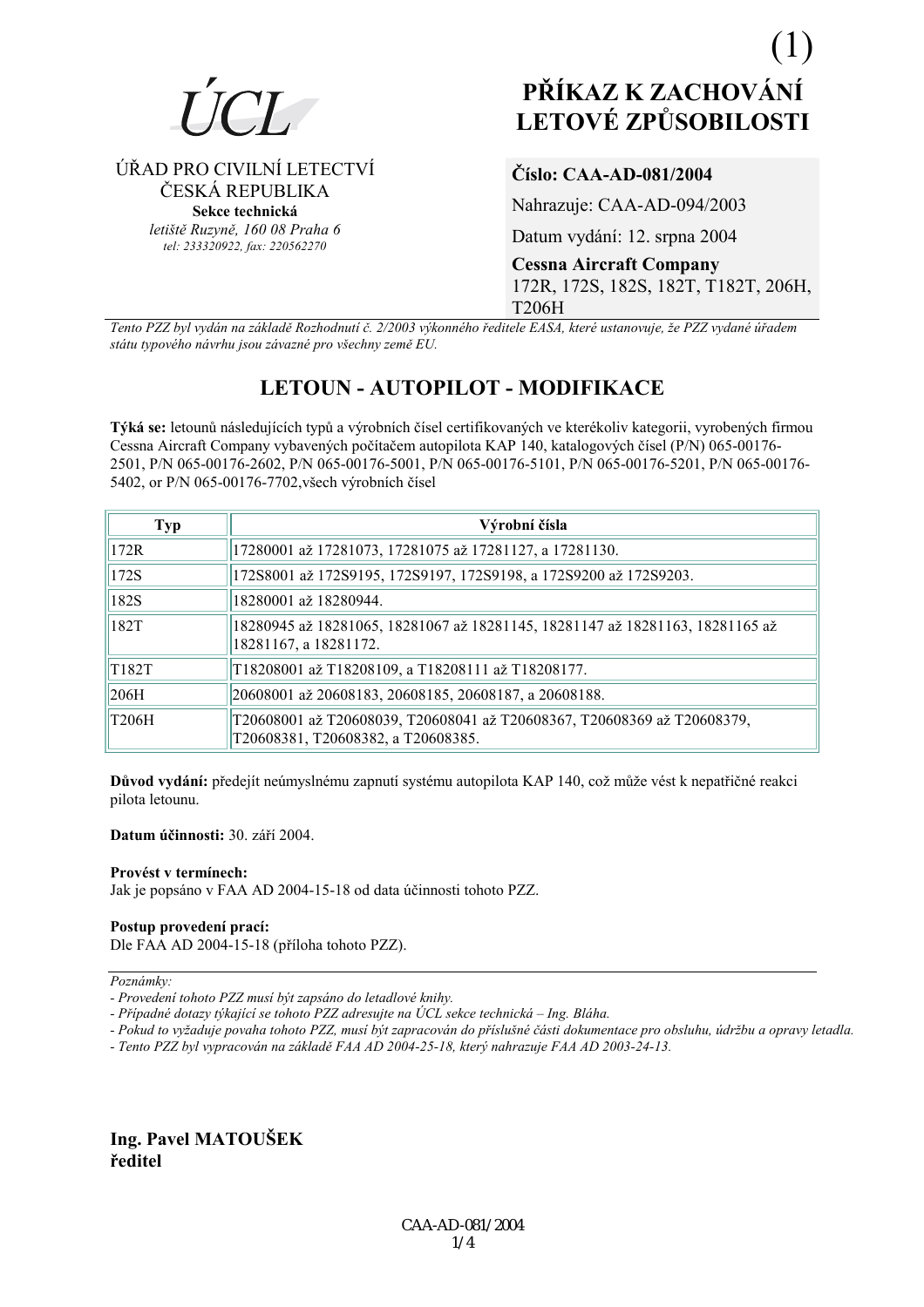(1)

ÚCL

ÚŘAD PRO CIVILNÍ LETECTVÍ
ČESKÁ REPUBLIKA
**Sekce technická**
*letiště Ruzyně, 160 08 Praha 6*
*tel: 233320922, fax: 220562270*

# PŘÍKAZ K ZACHOVÁNÍ LETOVÉ ZPŮSOBILOSTI

**Číslo: CAA-AD-081/2004**

Nahrazuje: CAA-AD-094/2003

Datum vydání: 12. srpna 2004

**Cessna Aircraft Company**
172R, 172S, 182S, 182T, T182T, 206H, T206H

*Tento PZZ byl vydán na základě Rozhodnutí č. 2/2003 výkonného ředitele EASA, které ustanovuje, že PZZ vydané úřadem státu typového návrhu jsou závazné pro všechny země EU.*

## LETOUN - AUTOPILOT - MODIFIKACE

**Týká se:** letounů následujících typů a výrobních čísel certifikovaných ve kterékoliv kategorii, vyrobených firmou Cessna Aircraft Company vybavených počítačem autopilota KAP 140, katalogových čísel (P/N) 065-00176-2501, P/N 065-00176-2602, P/N 065-00176-5001, P/N 065-00176-5101, P/N 065-00176-5201, P/N 065-00176-5402, or P/N 065-00176-7702,všech výrobních čísel

| Typ | Výrobní čísla |
|---|---|
| 172R | 17280001 až 17281073, 17281075 až 17281127, a 17281130. |
| 172S | 172S8001 až 172S9195, 172S9197, 172S9198, a 172S9200 až 172S9203. |
| 182S | 18280001 až 18280944. |
| 182T | 18280945 až 18281065, 18281067 až 18281145, 18281147 až 18281163, 18281165 až 18281167, a 18281172. |
| T182T | T18208001 až T18208109, a T18208111 až T18208177. |
| 206H | 20608001 až 20608183, 20608185, 20608187, a 20608188. |
| T206H | T20608001 až T20608039, T20608041 až T20608367, T20608369 až T20608379, T20608381, T20608382, a T20608385. |

**Důvod vydání:** předejít neúmyslnému zapnutí systému autopilota KAP 140, což může vést k nepatřičné reakci pilota letounu.

**Datum účinnosti:** 30. září 2004.

**Provést v termínech:**
Jak je popsáno v FAA AD 2004-15-18 od data účinnosti tohoto PZZ.

**Postup provedení prací:**
Dle FAA AD 2004-15-18 (příloha tohoto PZZ).

---

*Poznámky:*

*- Provedení tohoto PZZ musí být zapsáno do letadlové knihy.*
*- Případné dotazy týkající se tohoto PZZ adresujte na ÚCL sekce technická – Ing. Bláha.*
*- Pokud to vyžaduje povaha tohoto PZZ, musí být zapracován do příslušné části dokumentace pro obsluhu, údržbu a opravy letadla.*
*- Tento PZZ byl vypracován na základě FAA AD 2004-25-18, který nahrazuje FAA AD 2003-24-13.*

**Ing. Pavel MATOUŠEK**
**ředitel**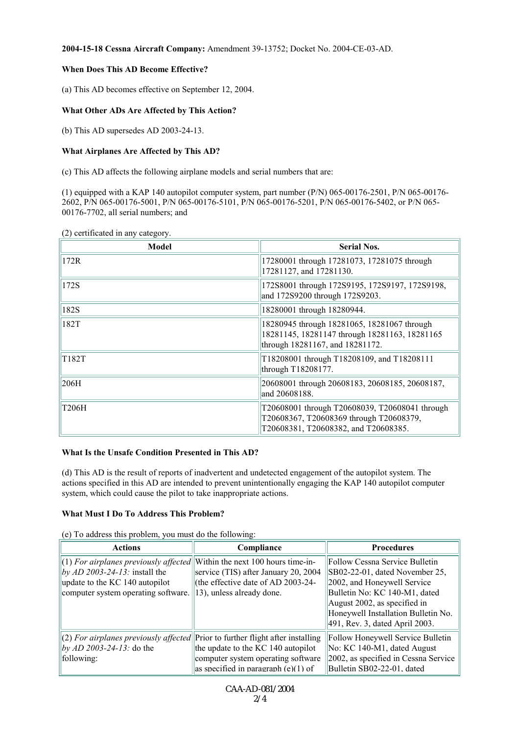**2004-15-18 Cessna Aircraft Company:** Amendment 39-13752; Docket No. 2004-CE-03-AD.

**When Does This AD Become Effective?**

(a) This AD becomes effective on September 12, 2004.

**What Other ADs Are Affected by This Action?**

(b) This AD supersedes AD 2003-24-13.

**What Airplanes Are Affected by This AD?**

(c) This AD affects the following airplane models and serial numbers that are:

(1) equipped with a KAP 140 autopilot computer system, part number (P/N) 065-00176-2501, P/N 065-00176-2602, P/N 065-00176-5001, P/N 065-00176-5101, P/N 065-00176-5201, P/N 065-00176-5402, or P/N 065-00176-7702, all serial numbers; and

(2) certificated in any category.

| Model | Serial Nos. |
|---|---|
| 172R | 17280001 through 17281073, 17281075 through 17281127, and 17281130. |
| 172S | 172S8001 through 172S9195, 172S9197, 172S9198, and 172S9200 through 172S9203. |
| 182S | 18280001 through 18280944. |
| 182T | 18280945 through 18281065, 18281067 through 18281145, 18281147 through 18281163, 18281165 through 18281167, and 18281172. |
| T182T | T18208001 through T18208109, and T18208111 through T18208177. |
| 206H | 20608001 through 20608183, 20608185, 20608187, and 20608188. |
| T206H | T20608001 through T20608039, T20608041 through T20608367, T20608369 through T20608379, T20608381, T20608382, and T20608385. |

**What Is the Unsafe Condition Presented in This AD?**

(d) This AD is the result of reports of inadvertent and undetected engagement of the autopilot system. The actions specified in this AD are intended to prevent unintentionally engaging the KAP 140 autopilot computer system, which could cause the pilot to take inappropriate actions.

**What Must I Do To Address This Problem?**

(e) To address this problem, you must do the following:

| Actions | Compliance | Procedures |
|---|---|---|
| (1) *For airplanes previously affected by AD 2003-24-13:* install the update to the KC 140 autopilot computer system operating software. | Within the next 100 hours time-in-service (TIS) after January 20, 2004 (the effective date of AD 2003-24-13), unless already done. | Follow Cessna Service Bulletin SB02-22-01, dated November 25, 2002, and Honeywell Service Bulletin No: KC 140-M1, dated August 2002, as specified in Honeywell Installation Bulletin No. 491, Rev. 3, dated April 2003. |
| (2) *For airplanes previously affected by AD 2003-24-13:* do the following: | Prior to further flight after installing the update to the KC 140 autopilot computer system operating software as specified in paragraph (e)(1) of | Follow Honeywell Service Bulletin No: KC 140-M1, dated August 2002, as specified in Cessna Service Bulletin SB02-22-01, dated |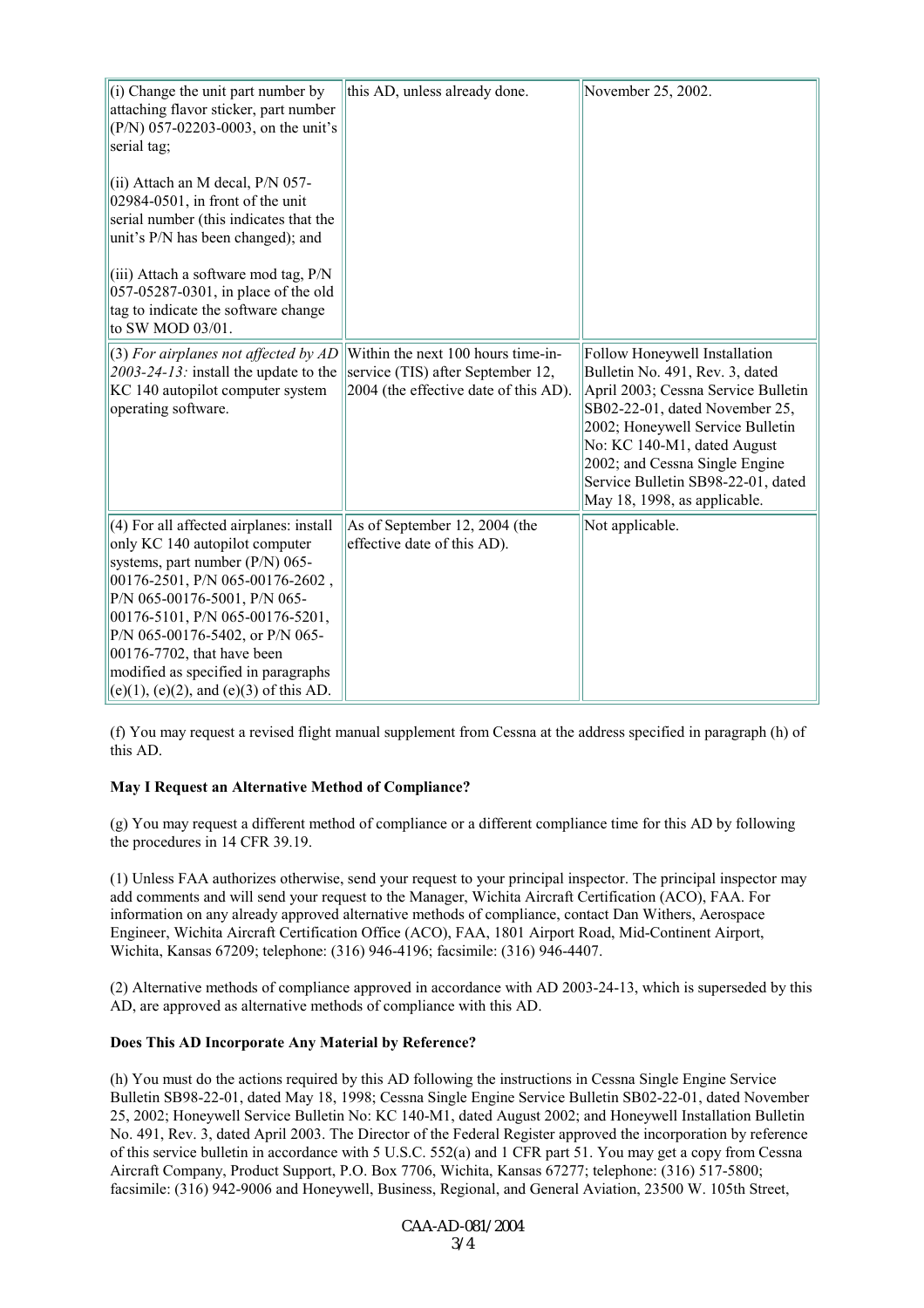| | | |
|---|---|---|
| (i) Change the unit part number by attaching flavor sticker, part number (P/N) 057-02203-0003, on the unit's serial tag;<br><br>(ii) Attach an M decal, P/N 057-02984-0501, in front of the unit serial number (this indicates that the unit's P/N has been changed); and<br><br>(iii) Attach a software mod tag, P/N 057-05287-0301, in place of the old tag to indicate the software change to SW MOD 03/01. | this AD, unless already done. | November 25, 2002. |
| (3) *For airplanes not affected by AD 2003-24-13:* install the update to the KC 140 autopilot computer system operating software. | Within the next 100 hours time-in-service (TIS) after September 12, 2004 (the effective date of this AD). | Follow Honeywell Installation Bulletin No. 491, Rev. 3, dated April 2003; Cessna Service Bulletin SB02-22-01, dated November 25, 2002; Honeywell Service Bulletin No: KC 140-M1, dated August 2002; and Cessna Single Engine Service Bulletin SB98-22-01, dated May 18, 1998, as applicable. |
| (4) For all affected airplanes: install only KC 140 autopilot computer systems, part number (P/N) 065-00176-2501, P/N 065-00176-2602 , P/N 065-00176-5001, P/N 065-00176-5101, P/N 065-00176-5201, P/N 065-00176-5402, or P/N 065-00176-7702, that have been modified as specified in paragraphs (e)(1), (e)(2), and (e)(3) of this AD. | As of September 12, 2004 (the effective date of this AD). | Not applicable. |

(f) You may request a revised flight manual supplement from Cessna at the address specified in paragraph (h) of this AD.

**May I Request an Alternative Method of Compliance?**

(g) You may request a different method of compliance or a different compliance time for this AD by following the procedures in 14 CFR 39.19.

(1) Unless FAA authorizes otherwise, send your request to your principal inspector. The principal inspector may add comments and will send your request to the Manager, Wichita Aircraft Certification (ACO), FAA. For information on any already approved alternative methods of compliance, contact Dan Withers, Aerospace Engineer, Wichita Aircraft Certification Office (ACO), FAA, 1801 Airport Road, Mid-Continent Airport, Wichita, Kansas 67209; telephone: (316) 946-4196; facsimile: (316) 946-4407.

(2) Alternative methods of compliance approved in accordance with AD 2003-24-13, which is superseded by this AD, are approved as alternative methods of compliance with this AD.

**Does This AD Incorporate Any Material by Reference?**

(h) You must do the actions required by this AD following the instructions in Cessna Single Engine Service Bulletin SB98-22-01, dated May 18, 1998; Cessna Single Engine Service Bulletin SB02-22-01, dated November 25, 2002; Honeywell Service Bulletin No: KC 140-M1, dated August 2002; and Honeywell Installation Bulletin No. 491, Rev. 3, dated April 2003. The Director of the Federal Register approved the incorporation by reference of this service bulletin in accordance with 5 U.S.C. 552(a) and 1 CFR part 51. You may get a copy from Cessna Aircraft Company, Product Support, P.O. Box 7706, Wichita, Kansas 67277; telephone: (316) 517-5800; facsimile: (316) 942-9006 and Honeywell, Business, Regional, and General Aviation, 23500 W. 105th Street,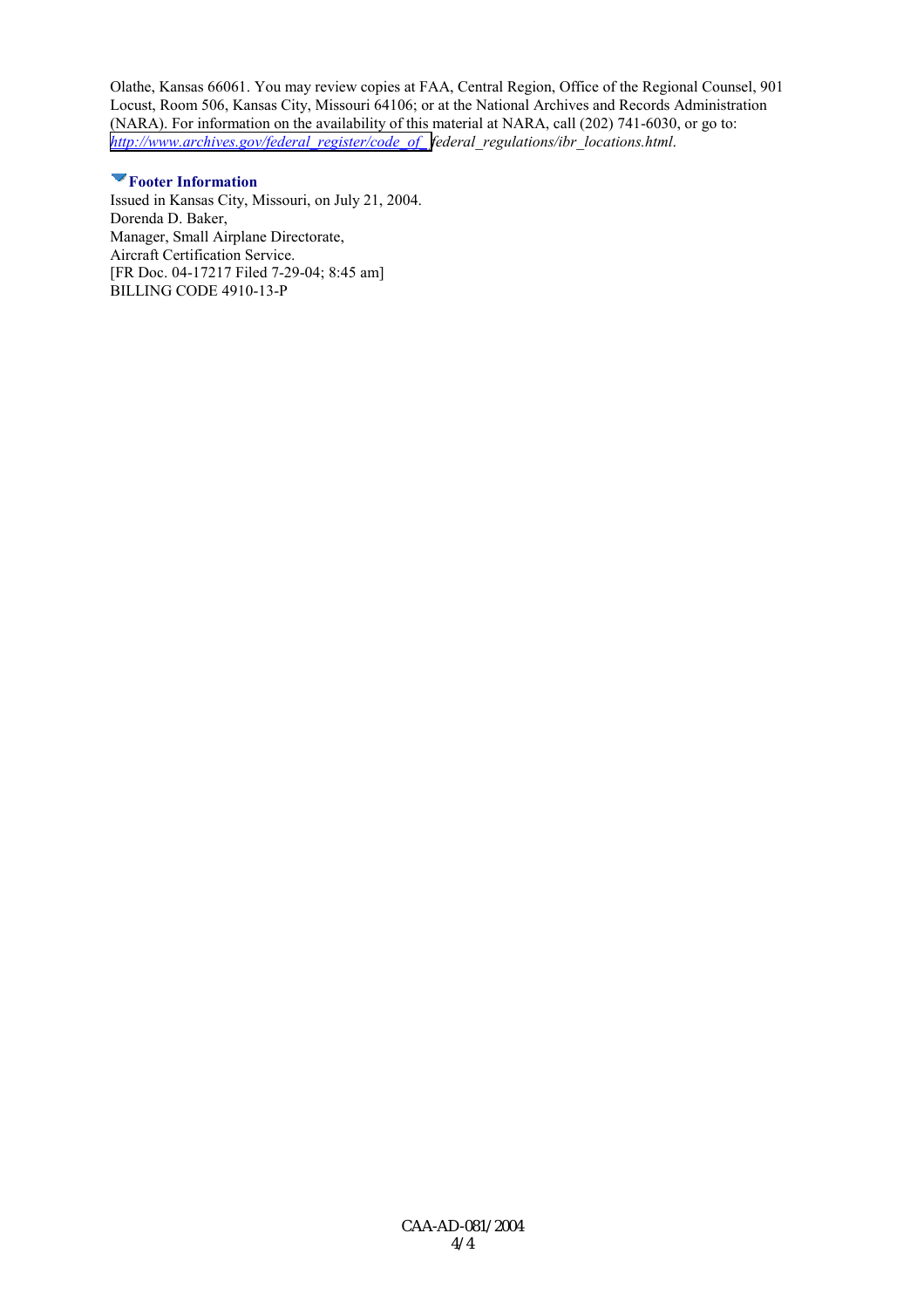Olathe, Kansas 66061. You may review copies at FAA, Central Region, Office of the Regional Counsel, 901 Locust, Room 506, Kansas City, Missouri 64106; or at the National Archives and Records Administration (NARA). For information on the availability of this material at NARA, call (202) 741-6030, or go to: *http://www.archives.gov/federal_register/code_of_federal_regulations/ibr_locations.html*.

### Footer Information

Issued in Kansas City, Missouri, on July 21, 2004.
Dorenda D. Baker,
Manager, Small Airplane Directorate,
Aircraft Certification Service.
[FR Doc. 04-17217 Filed 7-29-04; 8:45 am]
BILLING CODE 4910-13-P